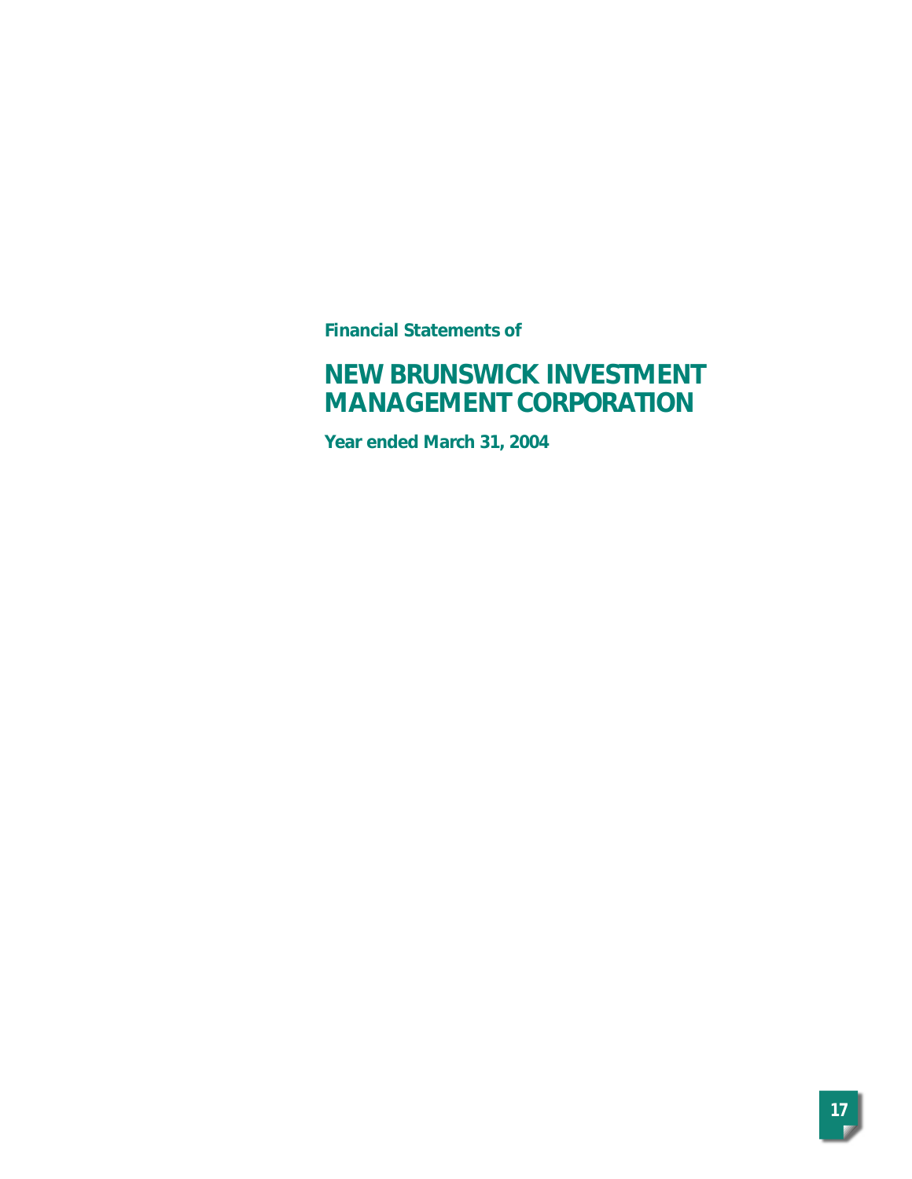**Financial Statements of**

# NEW BRUNSWICK INVESTMENT MANAGEMENT CORPORATION

**Year ended March 31, 2004**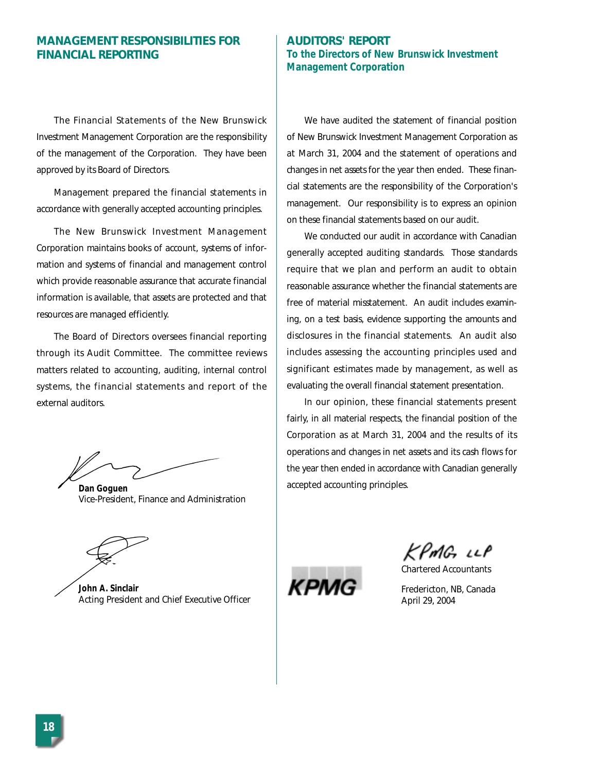## MANAGEMENT RESPONSIBILITIES FOR FINANCIAL REPORTING

The Financial Statements of the New Brunswick Investment Management Corporation are the responsibility of the management of the Corporation. They have been approved by its Board of Directors.

Management prepared the financial statements in accordance with generally accepted accounting principles.

The New Brunswick Investment Management Corporation maintains books of account, systems of information and systems of financial and management control which provide reasonable assurance that accurate financial information is available, that assets are protected and that resources are managed efficiently.

The Board of Directors oversees financial reporting through its Audit Committee. The committee reviews matters related to accounting, auditing, internal control systems, the financial statements and report of the external auditors.

**Dan Goguen**
Vice-President, Finance and Administration

**John A. Sinclair**
Acting President and Chief Executive Officer

## AUDITORS' REPORT

### To the Directors of New Brunswick Investment Management Corporation

We have audited the statement of financial position of New Brunswick Investment Management Corporation as at March 31, 2004 and the statement of operations and changes in net assets for the year then ended. These financial statements are the responsibility of the Corporation's management. Our responsibility is to express an opinion on these financial statements based on our audit.

We conducted our audit in accordance with Canadian generally accepted auditing standards. Those standards require that we plan and perform an audit to obtain reasonable assurance whether the financial statements are free of material misstatement. An audit includes examining, on a test basis, evidence supporting the amounts and disclosures in the financial statements. An audit also includes assessing the accounting principles used and significant estimates made by management, as well as evaluating the overall financial statement presentation.

In our opinion, these financial statements present fairly, in all material respects, the financial position of the Corporation as at March 31, 2004 and the results of its operations and changes in net assets and its cash flows for the year then ended in accordance with Canadian generally accepted accounting principles.

KPMG LLP
Chartered Accountants

Fredericton, NB, Canada
April 29, 2004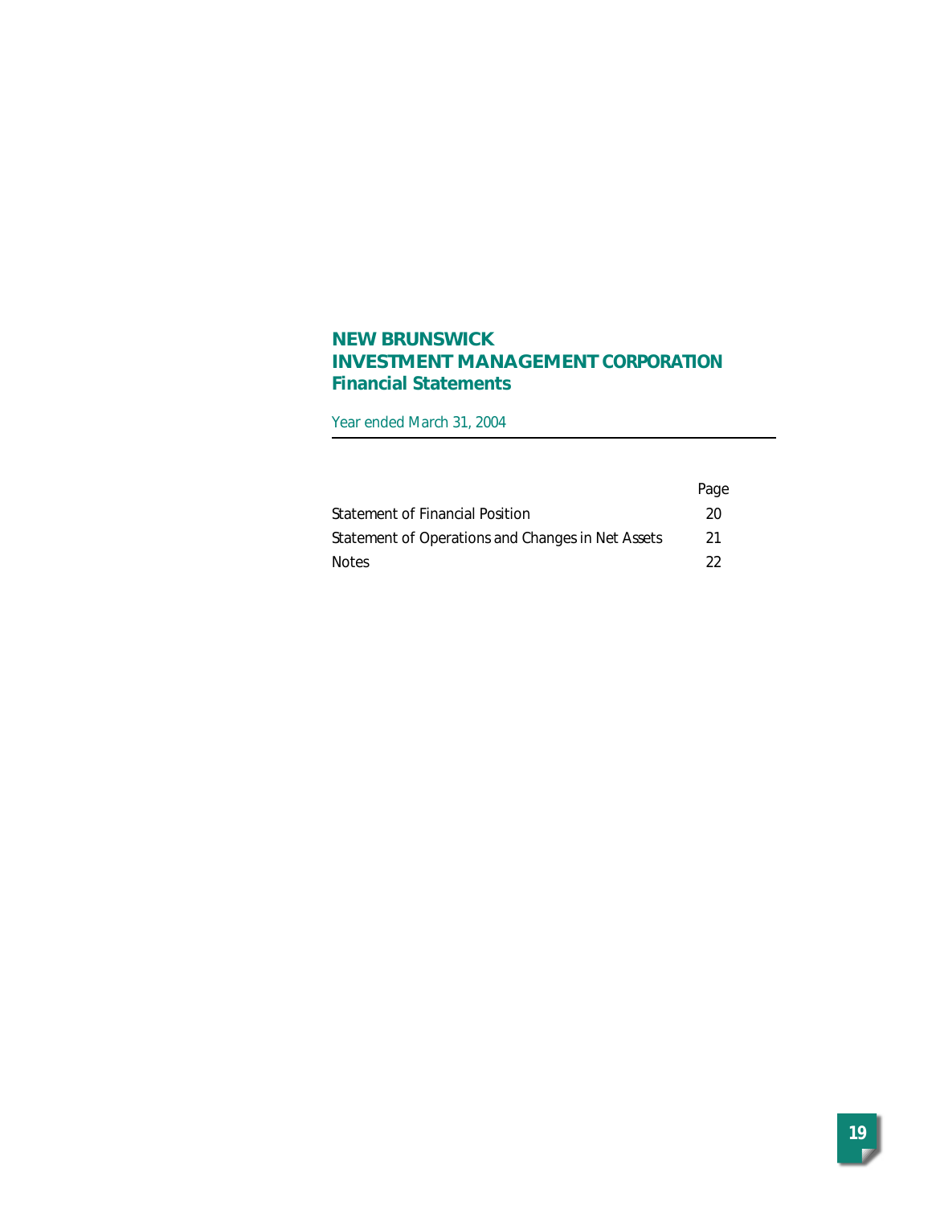# NEW BRUNSWICK INVESTMENT MANAGEMENT CORPORATION
## Financial Statements

Year ended March 31, 2004

| | Page |
|---|---|
| Statement of Financial Position | 20 |
| Statement of Operations and Changes in Net Assets | 21 |
| Notes | 22 |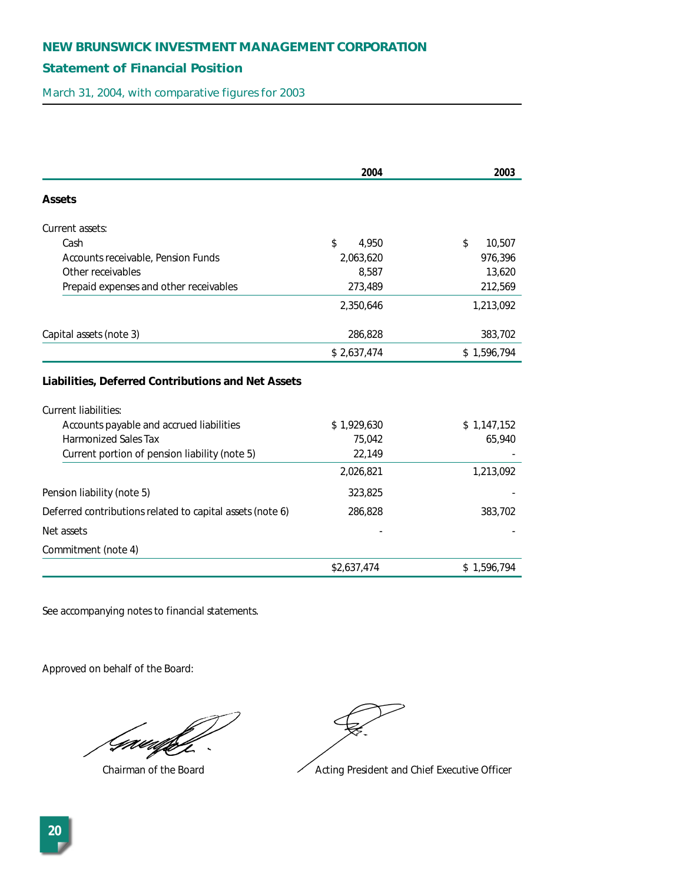## NEW BRUNSWICK INVESTMENT MANAGEMENT CORPORATION

### Statement of Financial Position

March 31, 2004, with comparative figures for 2003

| | 2004 | 2003 |
|---|---|---|
| **Assets** | | |
| Current assets: | | |
| Cash | $ 4,950 | $ 10,507 |
| Accounts receivable, Pension Funds | 2,063,620 | 976,396 |
| Other receivables | 8,587 | 13,620 |
| Prepaid expenses and other receivables | 273,489 | 212,569 |
| | 2,350,646 | 1,213,092 |
| Capital assets (note 3) | 286,828 | 383,702 |
| | $ 2,637,474 | $ 1,596,794 |
| **Liabilities, Deferred Contributions and Net Assets** | | |
| Current liabilities: | | |
| Accounts payable and accrued liabilities | $ 1,929,630 | $ 1,147,152 |
| Harmonized Sales Tax | 75,042 | 65,940 |
| Current portion of pension liability (note 5) | 22,149 | - |
| | 2,026,821 | 1,213,092 |
| Pension liability (note 5) | 323,825 | - |
| Deferred contributions related to capital assets (note 6) | 286,828 | 383,702 |
| Net assets | - | - |
| Commitment (note 4) | | |
| | $2,637,474 | $ 1,596,794 |

See accompanying notes to financial statements.

Approved on behalf of the Board:

Chairman of the Board

Acting President and Chief Executive Officer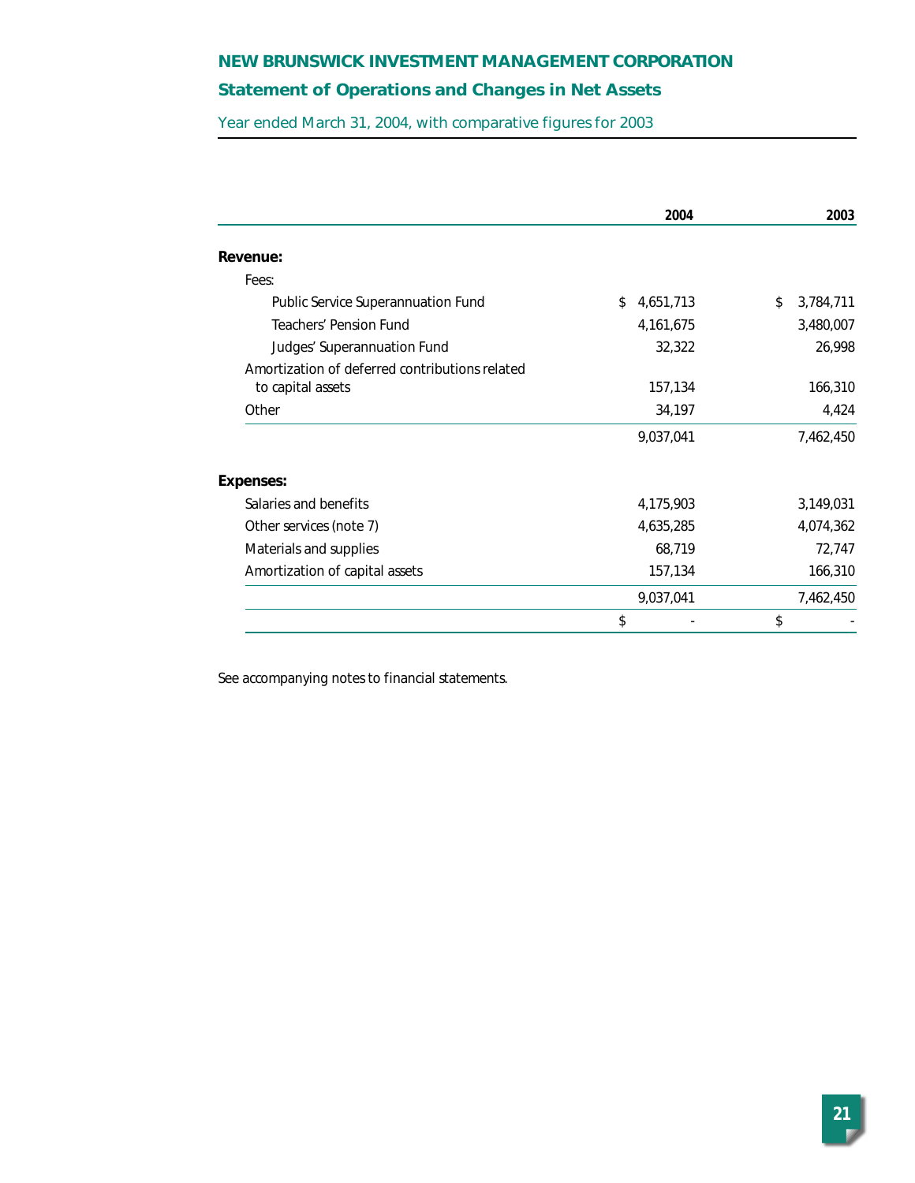# NEW BRUNSWICK INVESTMENT MANAGEMENT CORPORATION

## Statement of Operations and Changes in Net Assets

Year ended March 31, 2004, with comparative figures for 2003

| | 2004 | 2003 |
|---|---|---|
| **Revenue:** | | |
| Fees: | | |
| Public Service Superannuation Fund | $ 4,651,713 | $ 3,784,711 |
| Teachers' Pension Fund | 4,161,675 | 3,480,007 |
| Judges' Superannuation Fund | 32,322 | 26,998 |
| Amortization of deferred contributions related to capital assets | 157,134 | 166,310 |
| Other | 34,197 | 4,424 |
| | 9,037,041 | 7,462,450 |
| **Expenses:** | | |
| Salaries and benefits | 4,175,903 | 3,149,031 |
| Other services (note 7) | 4,635,285 | 4,074,362 |
| Materials and supplies | 68,719 | 72,747 |
| Amortization of capital assets | 157,134 | 166,310 |
| | 9,037,041 | 7,462,450 |
| | $ - | $ - |

See accompanying notes to financial statements.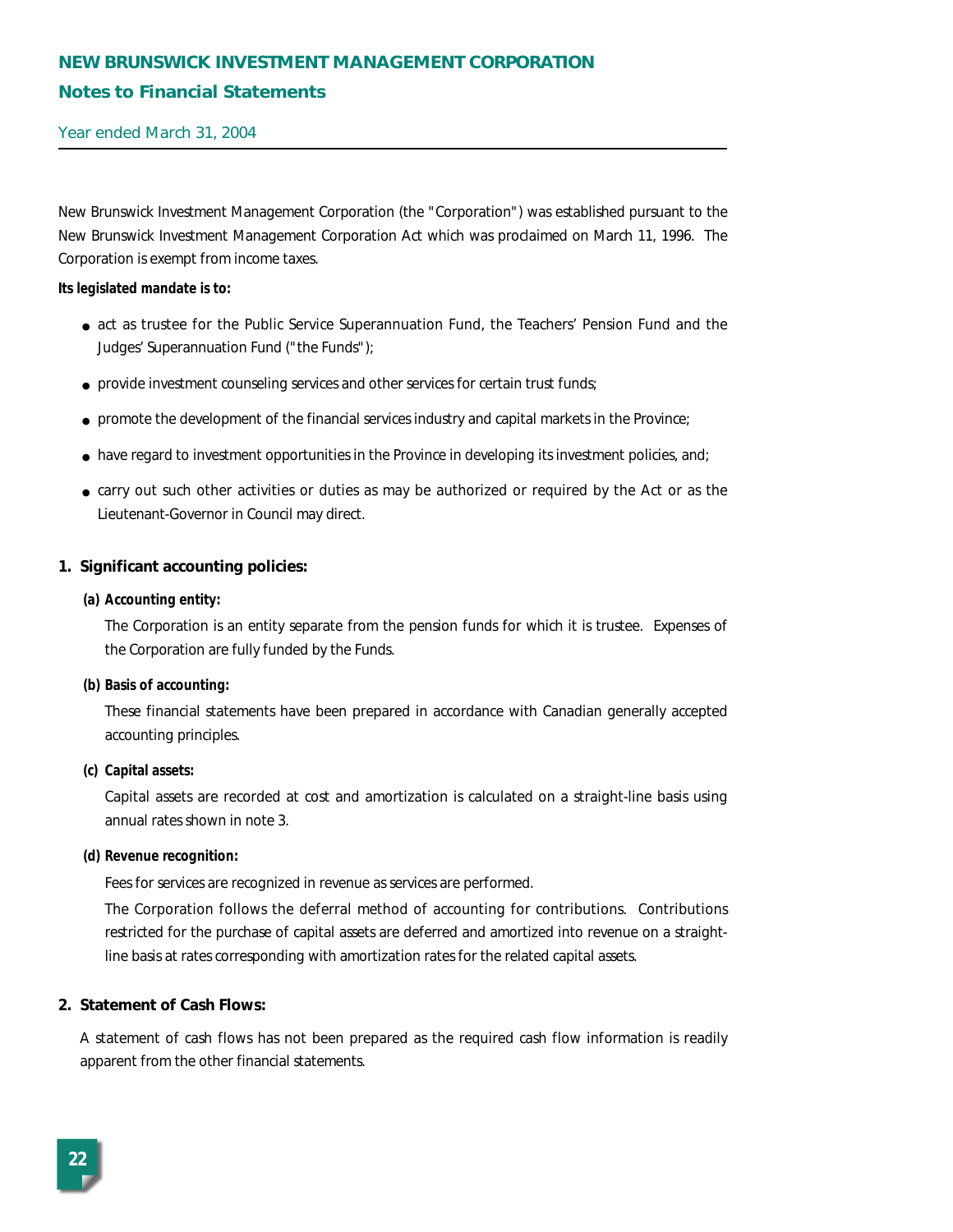# NEW BRUNSWICK INVESTMENT MANAGEMENT CORPORATION

## Notes to Financial Statements

Year ended March 31, 2004

New Brunswick Investment Management Corporation (the "Corporation") was established pursuant to the New Brunswick Investment Management Corporation Act which was proclaimed on March 11, 1996. The Corporation is exempt from income taxes.

**Its legislated mandate is to:**

- act as trustee for the Public Service Superannuation Fund, the Teachers' Pension Fund and the Judges' Superannuation Fund ("the Funds");
- provide investment counseling services and other services for certain trust funds;
- promote the development of the financial services industry and capital markets in the Province;
- have regard to investment opportunities in the Province in developing its investment policies, and;
- carry out such other activities or duties as may be authorized or required by the Act or as the Lieutenant-Governor in Council may direct.

### 1. Significant accounting policies:

**(a) Accounting entity:**

The Corporation is an entity separate from the pension funds for which it is trustee. Expenses of the Corporation are fully funded by the Funds.

**(b) Basis of accounting:**

These financial statements have been prepared in accordance with Canadian generally accepted accounting principles.

**(c) Capital assets:**

Capital assets are recorded at cost and amortization is calculated on a straight-line basis using annual rates shown in note 3.

**(d) Revenue recognition:**

Fees for services are recognized in revenue as services are performed.

The Corporation follows the deferral method of accounting for contributions. Contributions restricted for the purchase of capital assets are deferred and amortized into revenue on a straight-line basis at rates corresponding with amortization rates for the related capital assets.

### 2. Statement of Cash Flows:

A statement of cash flows has not been prepared as the required cash flow information is readily apparent from the other financial statements.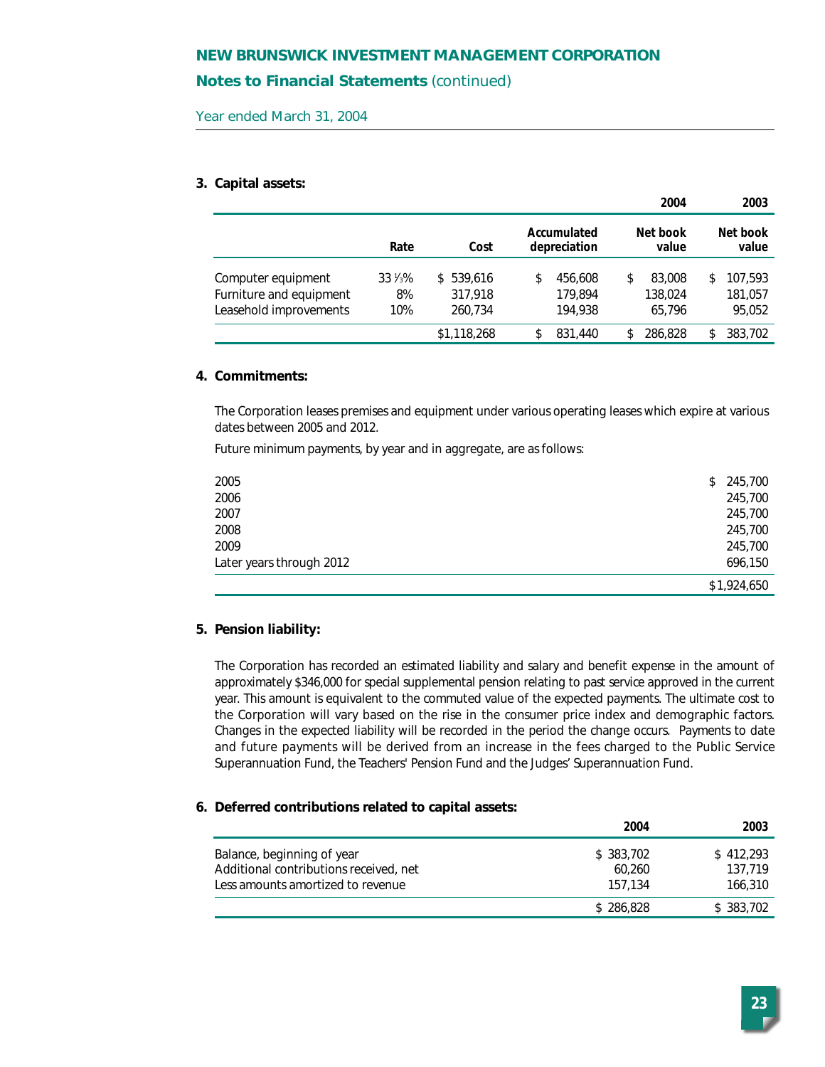# NEW BRUNSWICK INVESTMENT MANAGEMENT CORPORATION

## Notes to Financial Statements (continued)

Year ended March 31, 2004

### 3. Capital assets:

| | | | | 2004 | 2003 |
|---|---|---|---|---|---|
| | Rate | Cost | Accumulated depreciation | Net book value | Net book value |
| Computer equipment | 33 ⅓% | $ 539,616 | $ 456,608 | $ 83,008 | $ 107,593 |
| Furniture and equipment | 8% | 317,918 | 179,894 | 138,024 | 181,057 |
| Leasehold improvements | 10% | 260,734 | 194,938 | 65,796 | 95,052 |
| | | $1,118,268 | $ 831,440 | $ 286,828 | $ 383,702 |

### 4. Commitments:

The Corporation leases premises and equipment under various operating leases which expire at various dates between 2005 and 2012.

Future minimum payments, by year and in aggregate, are as follows:

| | |
|---|---|
| 2005 | $ 245,700 |
| 2006 | 245,700 |
| 2007 | 245,700 |
| 2008 | 245,700 |
| 2009 | 245,700 |
| Later years through 2012 | 696,150 |
| | $1,924,650 |

### 5. Pension liability:

The Corporation has recorded an estimated liability and salary and benefit expense in the amount of approximately $346,000 for special supplemental pension relating to past service approved in the current year. This amount is equivalent to the commuted value of the expected payments. The ultimate cost to the Corporation will vary based on the rise in the consumer price index and demographic factors. Changes in the expected liability will be recorded in the period the change occurs. Payments to date and future payments will be derived from an increase in the fees charged to the Public Service Superannuation Fund, the Teachers' Pension Fund and the Judges' Superannuation Fund.

### 6. Deferred contributions related to capital assets:

| | 2004 | 2003 |
|---|---|---|
| Balance, beginning of year | $ 383,702 | $ 412,293 |
| Additional contributions received, net | 60,260 | 137,719 |
| Less amounts amortized to revenue | 157,134 | 166,310 |
| | $ 286,828 | $ 383,702 |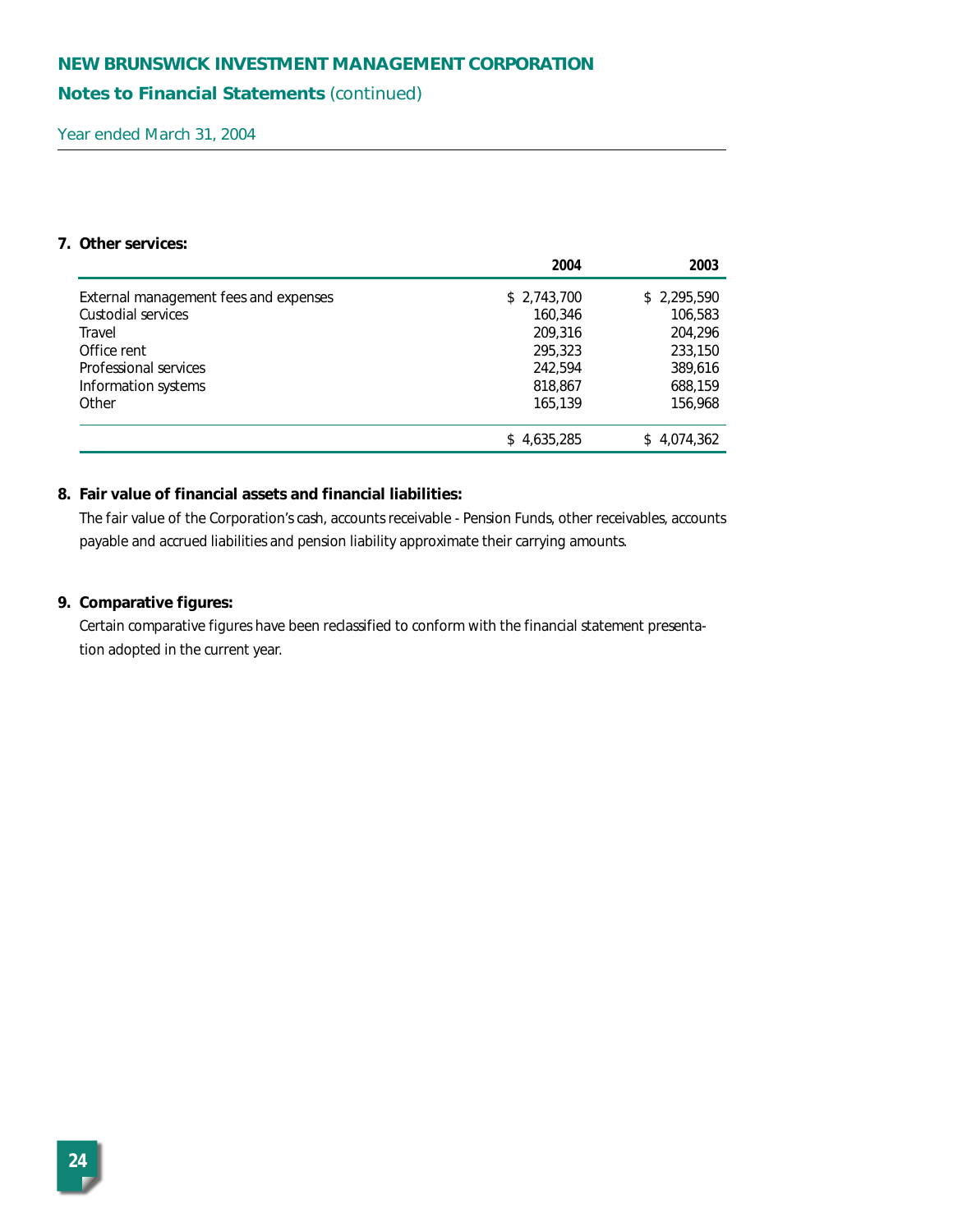# NEW BRUNSWICK INVESTMENT MANAGEMENT CORPORATION

## Notes to Financial Statements (continued)

Year ended March 31, 2004

### 7. Other services:

| | 2004 | 2003 |
|---|---:|---:|
| External management fees and expenses | $ 2,743,700 | $ 2,295,590 |
| Custodial services | 160,346 | 106,583 |
| Travel | 209,316 | 204,296 |
| Office rent | 295,323 | 233,150 |
| Professional services | 242,594 | 389,616 |
| Information systems | 818,867 | 688,159 |
| Other | 165,139 | 156,968 |
| | $ 4,635,285 | $ 4,074,362 |

### 8. Fair value of financial assets and financial liabilities:

The fair value of the Corporation's cash, accounts receivable - Pension Funds, other receivables, accounts payable and accrued liabilities and pension liability approximate their carrying amounts.

### 9. Comparative figures:

Certain comparative figures have been reclassified to conform with the financial statement presentation adopted in the current year.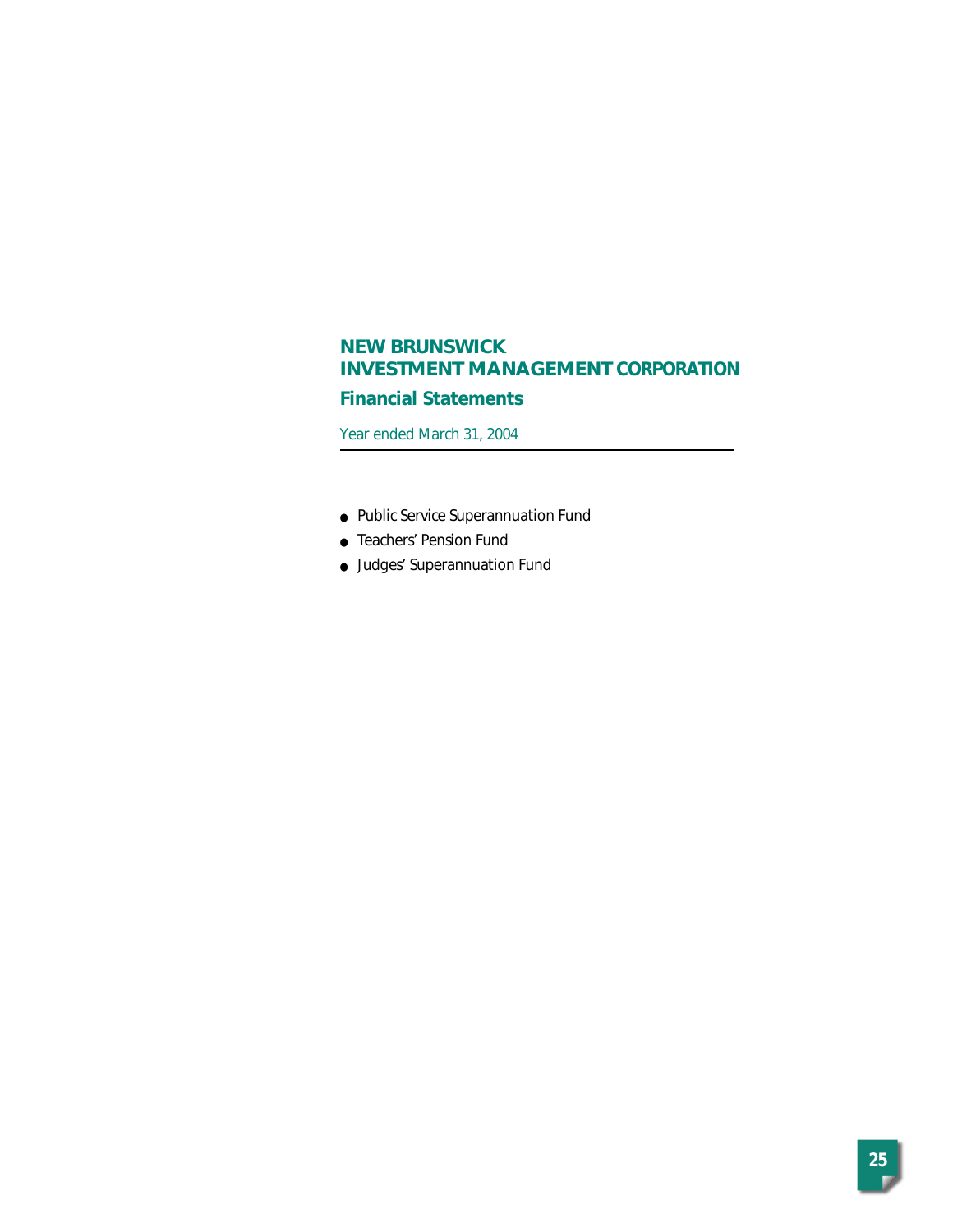# NEW BRUNSWICK
# INVESTMENT MANAGEMENT CORPORATION

## Financial Statements

Year ended March 31, 2004

- Public Service Superannuation Fund
- Teachers' Pension Fund
- Judges' Superannuation Fund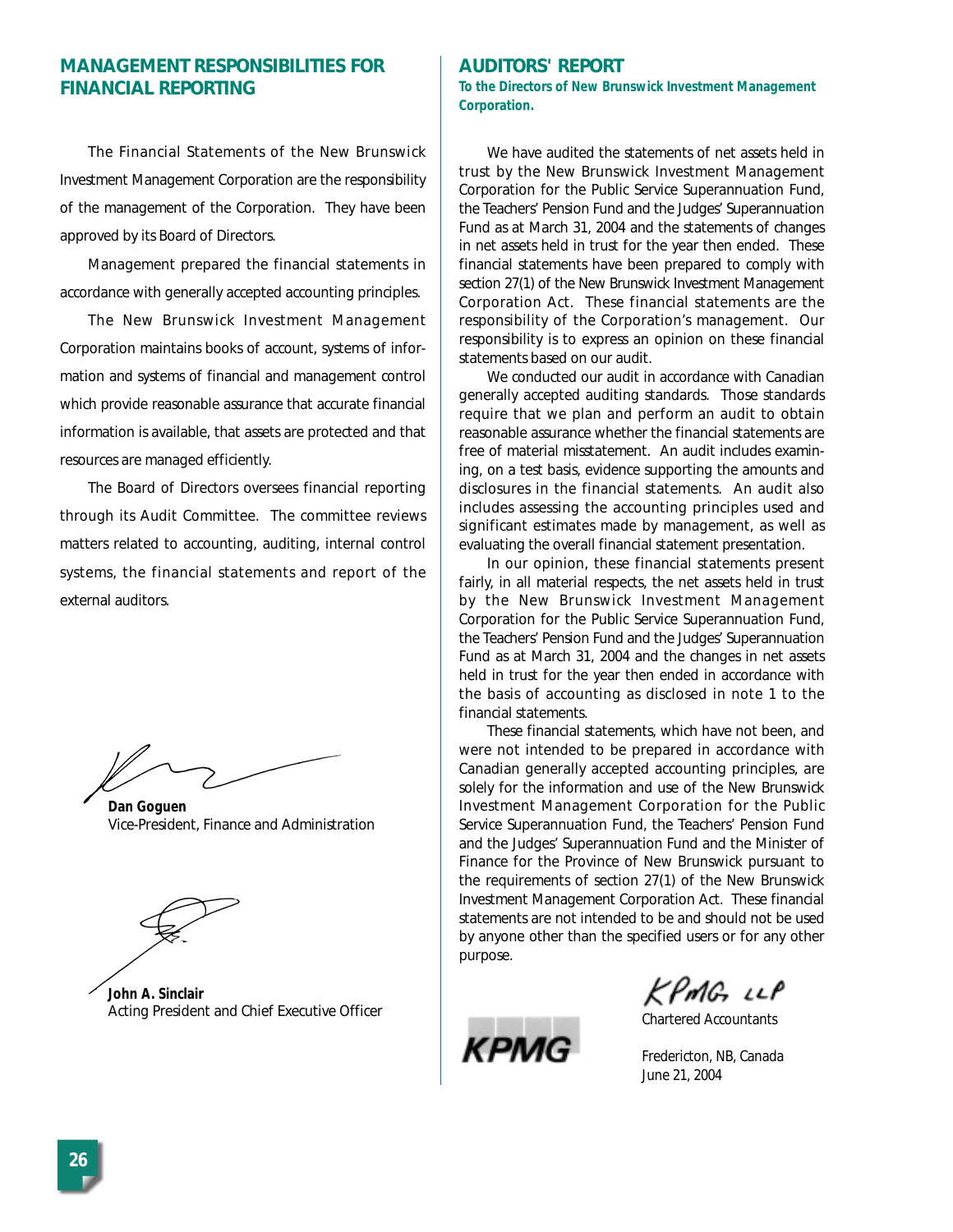## MANAGEMENT RESPONSIBILITIES FOR FINANCIAL REPORTING

The Financial Statements of the New Brunswick Investment Management Corporation are the responsibility of the management of the Corporation. They have been approved by its Board of Directors.

Management prepared the financial statements in accordance with generally accepted accounting principles.

The New Brunswick Investment Management Corporation maintains books of account, systems of information and systems of financial and management control which provide reasonable assurance that accurate financial information is available, that assets are protected and that resources are managed efficiently.

The Board of Directors oversees financial reporting through its Audit Committee. The committee reviews matters related to accounting, auditing, internal control systems, the financial statements and report of the external auditors.

**Dan Goguen**
Vice-President, Finance and Administration

**John A. Sinclair**
Acting President and Chief Executive Officer

## AUDITORS' REPORT

**To the Directors of New Brunswick Investment Management Corporation.**

We have audited the statements of net assets held in trust by the New Brunswick Investment Management Corporation for the Public Service Superannuation Fund, the Teachers' Pension Fund and the Judges' Superannuation Fund as at March 31, 2004 and the statements of changes in net assets held in trust for the year then ended. These financial statements have been prepared to comply with section 27(1) of the New Brunswick Investment Management Corporation Act. These financial statements are the responsibility of the Corporation's management. Our responsibility is to express an opinion on these financial statements based on our audit.

We conducted our audit in accordance with Canadian generally accepted auditing standards. Those standards require that we plan and perform an audit to obtain reasonable assurance whether the financial statements are free of material misstatement. An audit includes examining, on a test basis, evidence supporting the amounts and disclosures in the financial statements. An audit also includes assessing the accounting principles used and significant estimates made by management, as well as evaluating the overall financial statement presentation.

In our opinion, these financial statements present fairly, in all material respects, the net assets held in trust by the New Brunswick Investment Management Corporation for the Public Service Superannuation Fund, the Teachers' Pension Fund and the Judges' Superannuation Fund as at March 31, 2004 and the changes in net assets held in trust for the year then ended in accordance with the basis of accounting as disclosed in note 1 to the financial statements.

These financial statements, which have not been, and were not intended to be prepared in accordance with Canadian generally accepted accounting principles, are solely for the information and use of the New Brunswick Investment Management Corporation for the Public Service Superannuation Fund, the Teachers' Pension Fund and the Judges' Superannuation Fund and the Minister of Finance for the Province of New Brunswick pursuant to the requirements of section 27(1) of the New Brunswick Investment Management Corporation Act. These financial statements are not intended to be and should not be used by anyone other than the specified users or for any other purpose.

KPMG LLP

Chartered Accountants

Fredericton, NB, Canada
June 21, 2004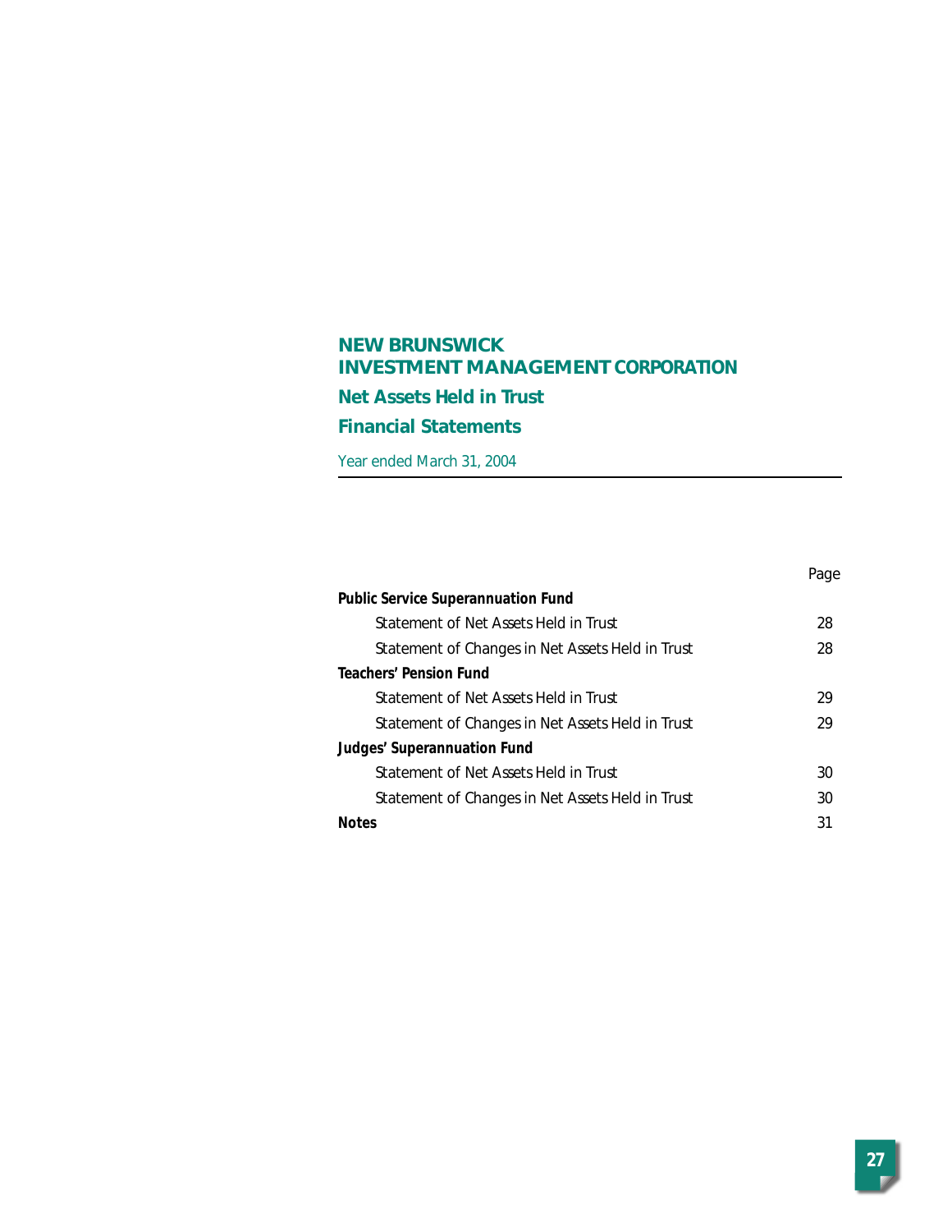# NEW BRUNSWICK
# INVESTMENT MANAGEMENT CORPORATION

## Net Assets Held in Trust

## Financial Statements

Year ended March 31, 2004

| | Page |
|---|---|
| **Public Service Superannuation Fund** | |
| Statement of Net Assets Held in Trust | 28 |
| Statement of Changes in Net Assets Held in Trust | 28 |
| **Teachers' Pension Fund** | |
| Statement of Net Assets Held in Trust | 29 |
| Statement of Changes in Net Assets Held in Trust | 29 |
| **Judges' Superannuation Fund** | |
| Statement of Net Assets Held in Trust | 30 |
| Statement of Changes in Net Assets Held in Trust | 30 |
| **Notes** | 31 |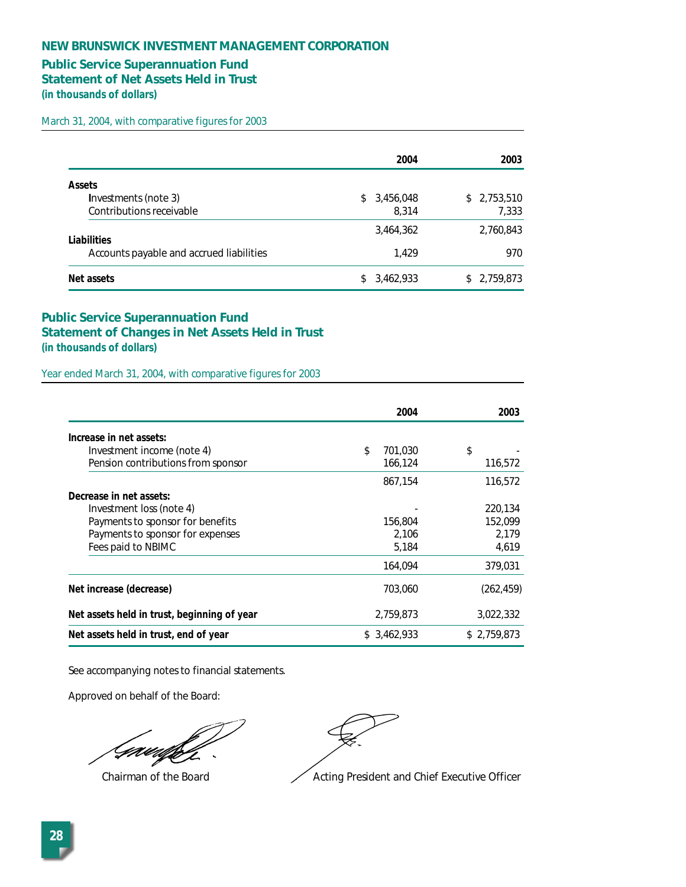# NEW BRUNSWICK INVESTMENT MANAGEMENT CORPORATION

## Public Service Superannuation Fund
## Statement of Net Assets Held in Trust
**(in thousands of dollars)**

March 31, 2004, with comparative figures for 2003

| | 2004 | 2003 |
|---|---|---|
| **Assets** | | |
| Investments (note 3) | $ 3,456,048 | $ 2,753,510 |
| Contributions receivable | 8,314 | 7,333 |
| | 3,464,362 | 2,760,843 |
| **Liabilities** | | |
| Accounts payable and accrued liabilities | 1,429 | 970 |
| **Net assets** | $ 3,462,933 | $ 2,759,873 |

## Public Service Superannuation Fund
## Statement of Changes in Net Assets Held in Trust
**(in thousands of dollars)**

Year ended March 31, 2004, with comparative figures for 2003

| | 2004 | 2003 |
|---|---|---|
| **Increase in net assets:** | | |
| Investment income (note 4) | $ 701,030 | $ - |
| Pension contributions from sponsor | 166,124 | 116,572 |
| | 867,154 | 116,572 |
| **Decrease in net assets:** | | |
| Investment loss (note 4) | - | 220,134 |
| Payments to sponsor for benefits | 156,804 | 152,099 |
| Payments to sponsor for expenses | 2,106 | 2,179 |
| Fees paid to NBIMC | 5,184 | 4,619 |
| | 164,094 | 379,031 |
| **Net increase (decrease)** | 703,060 | (262,459) |
| **Net assets held in trust, beginning of year** | 2,759,873 | 3,022,332 |
| **Net assets held in trust, end of year** | $ 3,462,933 | $ 2,759,873 |

See accompanying notes to financial statements.

Approved on behalf of the Board:

Chairman of the Board

Acting President and Chief Executive Officer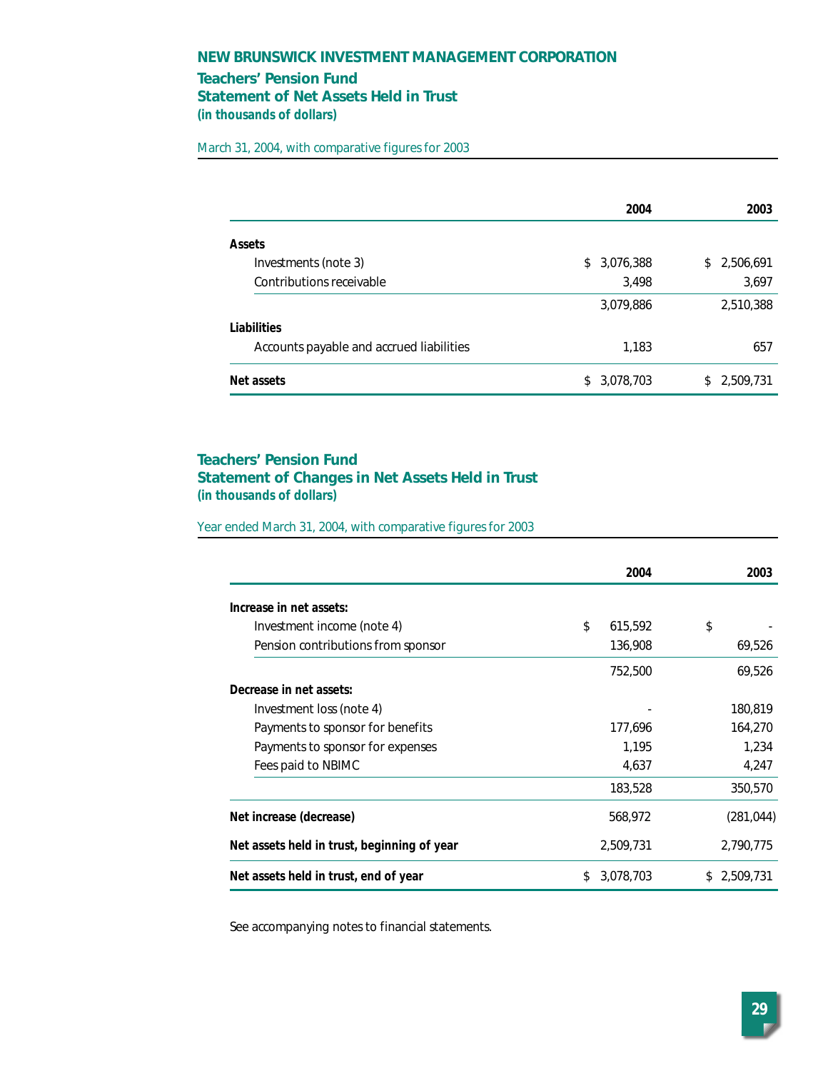# NEW BRUNSWICK INVESTMENT MANAGEMENT CORPORATION

## Teachers' Pension Fund
## Statement of Net Assets Held in Trust
***(in thousands of dollars)***

March 31, 2004, with comparative figures for 2003

| | 2004 | 2003 |
|---|---|---|
| **Assets** | | |
| Investments (note 3) | $ 3,076,388 | $ 2,506,691 |
| Contributions receivable | 3,498 | 3,697 |
| | 3,079,886 | 2,510,388 |
| **Liabilities** | | |
| Accounts payable and accrued liabilities | 1,183 | 657 |
| **Net assets** | $ 3,078,703 | $ 2,509,731 |

## Teachers' Pension Fund
## Statement of Changes in Net Assets Held in Trust
***(in thousands of dollars)***

Year ended March 31, 2004, with comparative figures for 2003

| | 2004 | 2003 |
|---|---|---|
| **Increase in net assets:** | | |
| Investment income (note 4) | $ 615,592 | $ - |
| Pension contributions from sponsor | 136,908 | 69,526 |
| | 752,500 | 69,526 |
| **Decrease in net assets:** | | |
| Investment loss (note 4) | - | 180,819 |
| Payments to sponsor for benefits | 177,696 | 164,270 |
| Payments to sponsor for expenses | 1,195 | 1,234 |
| Fees paid to NBIMC | 4,637 | 4,247 |
| | 183,528 | 350,570 |
| **Net increase (decrease)** | 568,972 | (281,044) |
| **Net assets held in trust, beginning of year** | 2,509,731 | 2,790,775 |
| **Net assets held in trust, end of year** | $ 3,078,703 | $ 2,509,731 |

See accompanying notes to financial statements.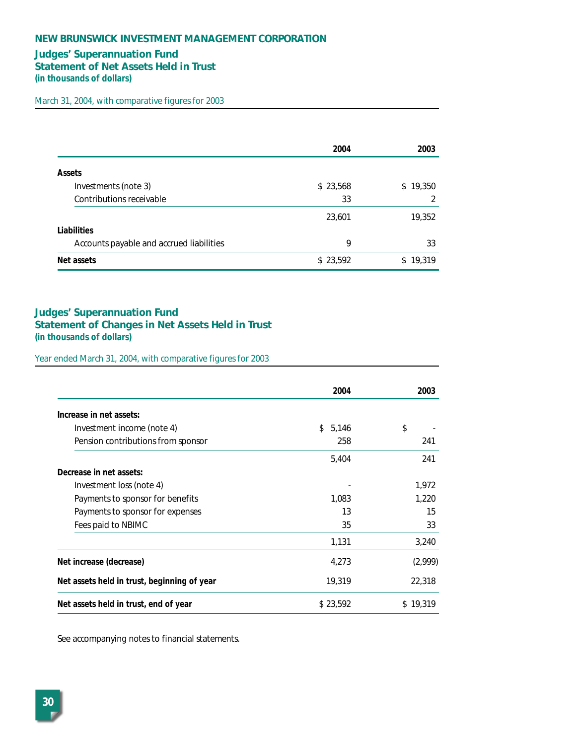# NEW BRUNSWICK INVESTMENT MANAGEMENT CORPORATION

## Judges' Superannuation Fund
## Statement of Net Assets Held in Trust
**(in thousands of dollars)**

March 31, 2004, with comparative figures for 2003

| | 2004 | 2003 |
|---|---|---|
| **Assets** | | |
| Investments (note 3) | $ 23,568 | $ 19,350 |
| Contributions receivable | 33 | 2 |
| | 23,601 | 19,352 |
| **Liabilities** | | |
| Accounts payable and accrued liabilities | 9 | 33 |
| **Net assets** | $ 23,592 | $ 19,319 |

## Judges' Superannuation Fund
## Statement of Changes in Net Assets Held in Trust
**(in thousands of dollars)**

Year ended March 31, 2004, with comparative figures for 2003

| | 2004 | 2003 |
|---|---|---|
| **Increase in net assets:** | | |
| Investment income (note 4) | $ 5,146 | $ - |
| Pension contributions from sponsor | 258 | 241 |
| | 5,404 | 241 |
| **Decrease in net assets:** | | |
| Investment loss (note 4) | - | 1,972 |
| Payments to sponsor for benefits | 1,083 | 1,220 |
| Payments to sponsor for expenses | 13 | 15 |
| Fees paid to NBIMC | 35 | 33 |
| | 1,131 | 3,240 |
| **Net increase (decrease)** | 4,273 | (2,999) |
| **Net assets held in trust, beginning of year** | 19,319 | 22,318 |
| **Net assets held in trust, end of year** | $ 23,592 | $ 19,319 |

See accompanying notes to financial statements.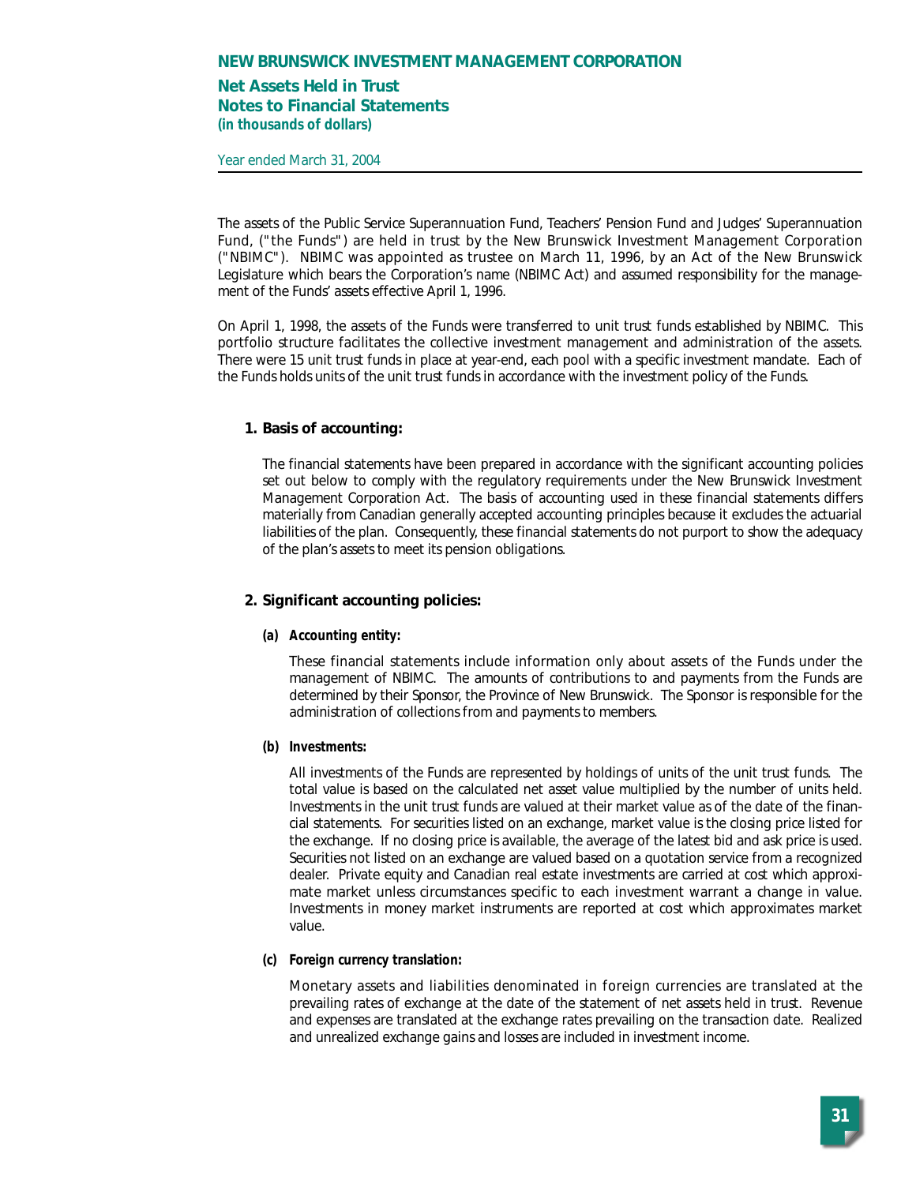# NEW BRUNSWICK INVESTMENT MANAGEMENT CORPORATION

## Net Assets Held in Trust
## Notes to Financial Statements
***(in thousands of dollars)***

Year ended March 31, 2004

---

The assets of the Public Service Superannuation Fund, Teachers' Pension Fund and Judges' Superannuation Fund, ("the Funds") are held in trust by the New Brunswick Investment Management Corporation ("NBIMC"). NBIMC was appointed as trustee on March 11, 1996, by an Act of the New Brunswick Legislature which bears the Corporation's name (NBIMC Act) and assumed responsibility for the management of the Funds' assets effective April 1, 1996.

On April 1, 1998, the assets of the Funds were transferred to unit trust funds established by NBIMC. This portfolio structure facilitates the collective investment management and administration of the assets. There were 15 unit trust funds in place at year-end, each pool with a specific investment mandate. Each of the Funds holds units of the unit trust funds in accordance with the investment policy of the Funds.

### 1. Basis of accounting:

The financial statements have been prepared in accordance with the significant accounting policies set out below to comply with the regulatory requirements under the New Brunswick Investment Management Corporation Act. The basis of accounting used in these financial statements differs materially from Canadian generally accepted accounting principles because it excludes the actuarial liabilities of the plan. Consequently, these financial statements do not purport to show the adequacy of the plan's assets to meet its pension obligations.

### 2. Significant accounting policies:

***(a) Accounting entity:***

These financial statements include information only about assets of the Funds under the management of NBIMC. The amounts of contributions to and payments from the Funds are determined by their Sponsor, the Province of New Brunswick. The Sponsor is responsible for the administration of collections from and payments to members.

***(b) Investments:***

All investments of the Funds are represented by holdings of units of the unit trust funds. The total value is based on the calculated net asset value multiplied by the number of units held. Investments in the unit trust funds are valued at their market value as of the date of the financial statements. For securities listed on an exchange, market value is the closing price listed for the exchange. If no closing price is available, the average of the latest bid and ask price is used. Securities not listed on an exchange are valued based on a quotation service from a recognized dealer. Private equity and Canadian real estate investments are carried at cost which approximate market unless circumstances specific to each investment warrant a change in value. Investments in money market instruments are reported at cost which approximates market value.

***(c) Foreign currency translation:***

Monetary assets and liabilities denominated in foreign currencies are translated at the prevailing rates of exchange at the date of the statement of net assets held in trust. Revenue and expenses are translated at the exchange rates prevailing on the transaction date. Realized and unrealized exchange gains and losses are included in investment income.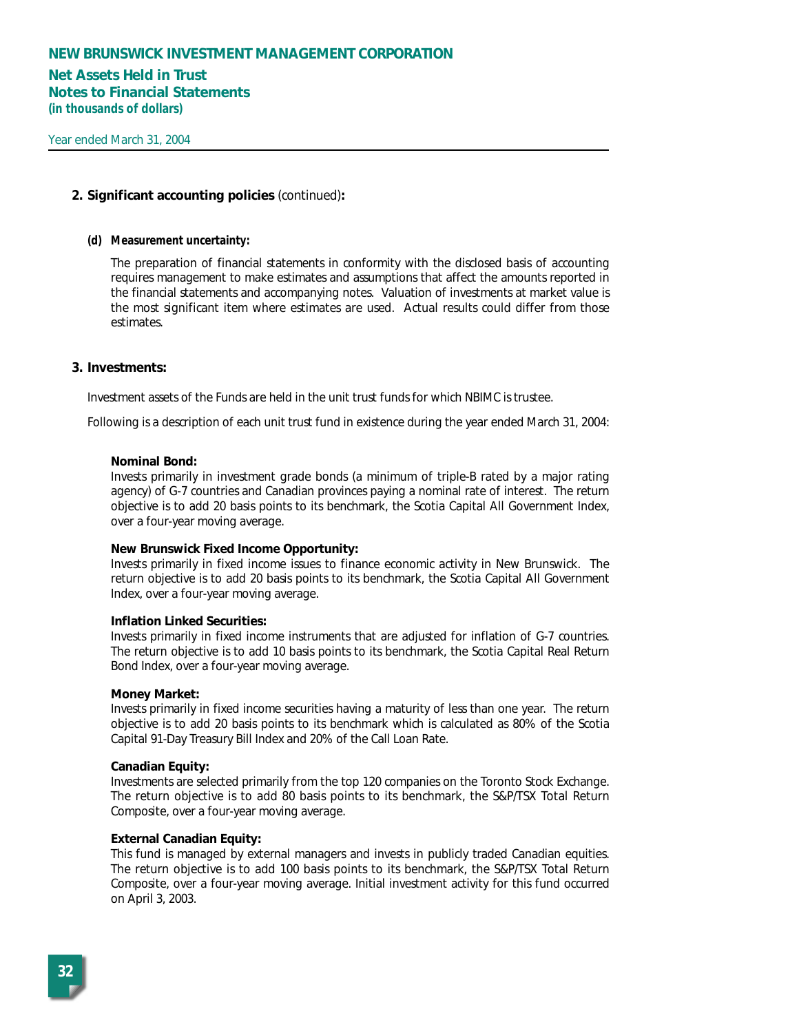**2. Significant accounting policies** (continued)**:**

***(d) Measurement uncertainty:***

The preparation of financial statements in conformity with the disclosed basis of accounting requires management to make estimates and assumptions that affect the amounts reported in the financial statements and accompanying notes. Valuation of investments at market value is the most significant item where estimates are used. Actual results could differ from those estimates.

**3. Investments:**

Investment assets of the Funds are held in the unit trust funds for which NBIMC is trustee.

Following is a description of each unit trust fund in existence during the year ended March 31, 2004:

**Nominal Bond:**
Invests primarily in investment grade bonds (a minimum of triple-B rated by a major rating agency) of G-7 countries and Canadian provinces paying a nominal rate of interest. The return objective is to add 20 basis points to its benchmark, the Scotia Capital All Government Index, over a four-year moving average.

**New Brunswick Fixed Income Opportunity:**
Invests primarily in fixed income issues to finance economic activity in New Brunswick. The return objective is to add 20 basis points to its benchmark, the Scotia Capital All Government Index, over a four-year moving average.

**Inflation Linked Securities:**
Invests primarily in fixed income instruments that are adjusted for inflation of G-7 countries. The return objective is to add 10 basis points to its benchmark, the Scotia Capital Real Return Bond Index, over a four-year moving average.

**Money Market:**
Invests primarily in fixed income securities having a maturity of less than one year. The return objective is to add 20 basis points to its benchmark which is calculated as 80% of the Scotia Capital 91-Day Treasury Bill Index and 20% of the Call Loan Rate.

**Canadian Equity:**
Investments are selected primarily from the top 120 companies on the Toronto Stock Exchange. The return objective is to add 80 basis points to its benchmark, the S&P/TSX Total Return Composite, over a four-year moving average.

**External Canadian Equity:**
This fund is managed by external managers and invests in publicly traded Canadian equities. The return objective is to add 100 basis points to its benchmark, the S&P/TSX Total Return Composite, over a four-year moving average. Initial investment activity for this fund occurred on April 3, 2003.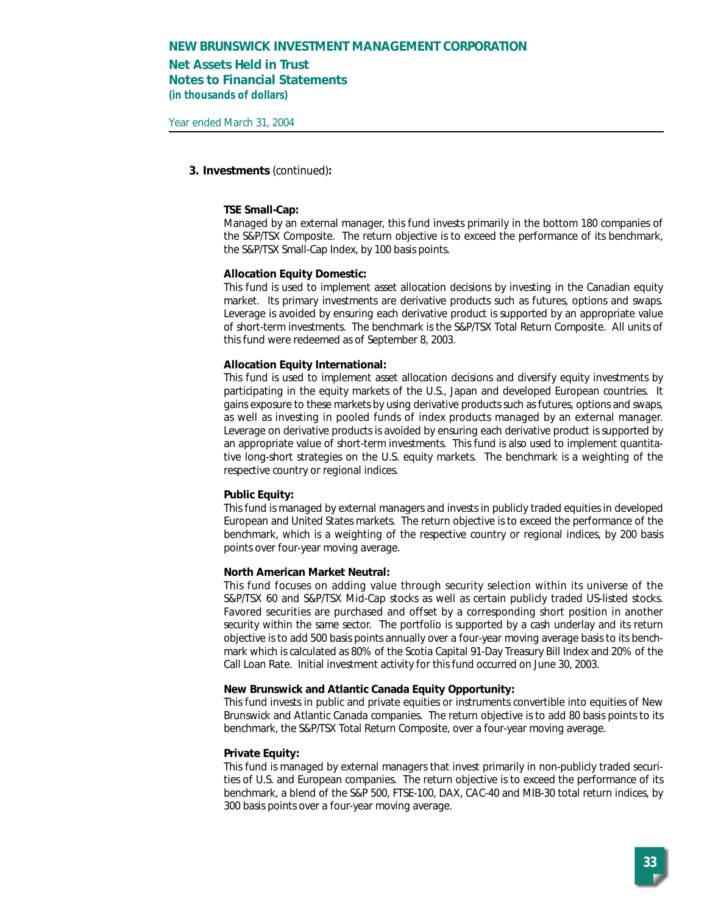### 3. Investments (continued):

**TSE Small-Cap:**
Managed by an external manager, this fund invests primarily in the bottom 180 companies of the S&P/TSX Composite. The return objective is to exceed the performance of its benchmark, the S&P/TSX Small-Cap Index, by 100 basis points.

**Allocation Equity Domestic:**
This fund is used to implement asset allocation decisions by investing in the Canadian equity market. Its primary investments are derivative products such as futures, options and swaps. Leverage is avoided by ensuring each derivative product is supported by an appropriate value of short-term investments. The benchmark is the S&P/TSX Total Return Composite. All units of this fund were redeemed as of September 8, 2003.

**Allocation Equity International:**
This fund is used to implement asset allocation decisions and diversify equity investments by participating in the equity markets of the U.S., Japan and developed European countries. It gains exposure to these markets by using derivative products such as futures, options and swaps, as well as investing in pooled funds of index products managed by an external manager. Leverage on derivative products is avoided by ensuring each derivative product is supported by an appropriate value of short-term investments. This fund is also used to implement quantitative long-short strategies on the U.S. equity markets. The benchmark is a weighting of the respective country or regional indices.

**Public Equity:**
This fund is managed by external managers and invests in publicly traded equities in developed European and United States markets. The return objective is to exceed the performance of the benchmark, which is a weighting of the respective country or regional indices, by 200 basis points over four-year moving average.

**North American Market Neutral:**
This fund focuses on adding value through security selection within its universe of the S&P/TSX 60 and S&P/TSX Mid-Cap stocks as well as certain publicly traded US-listed stocks. Favored securities are purchased and offset by a corresponding short position in another security within the same sector. The portfolio is supported by a cash underlay and its return objective is to add 500 basis points annually over a four-year moving average basis to its benchmark which is calculated as 80% of the Scotia Capital 91-Day Treasury Bill Index and 20% of the Call Loan Rate. Initial investment activity for this fund occurred on June 30, 2003.

**New Brunswick and Atlantic Canada Equity Opportunity:**
This fund invests in public and private equities or instruments convertible into equities of New Brunswick and Atlantic Canada companies. The return objective is to add 80 basis points to its benchmark, the S&P/TSX Total Return Composite, over a four-year moving average.

**Private Equity:**
This fund is managed by external managers that invest primarily in non-publicly traded securities of U.S. and European companies. The return objective is to exceed the performance of its benchmark, a blend of the S&P 500, FTSE-100, DAX, CAC-40 and MIB-30 total return indices, by 300 basis points over a four-year moving average.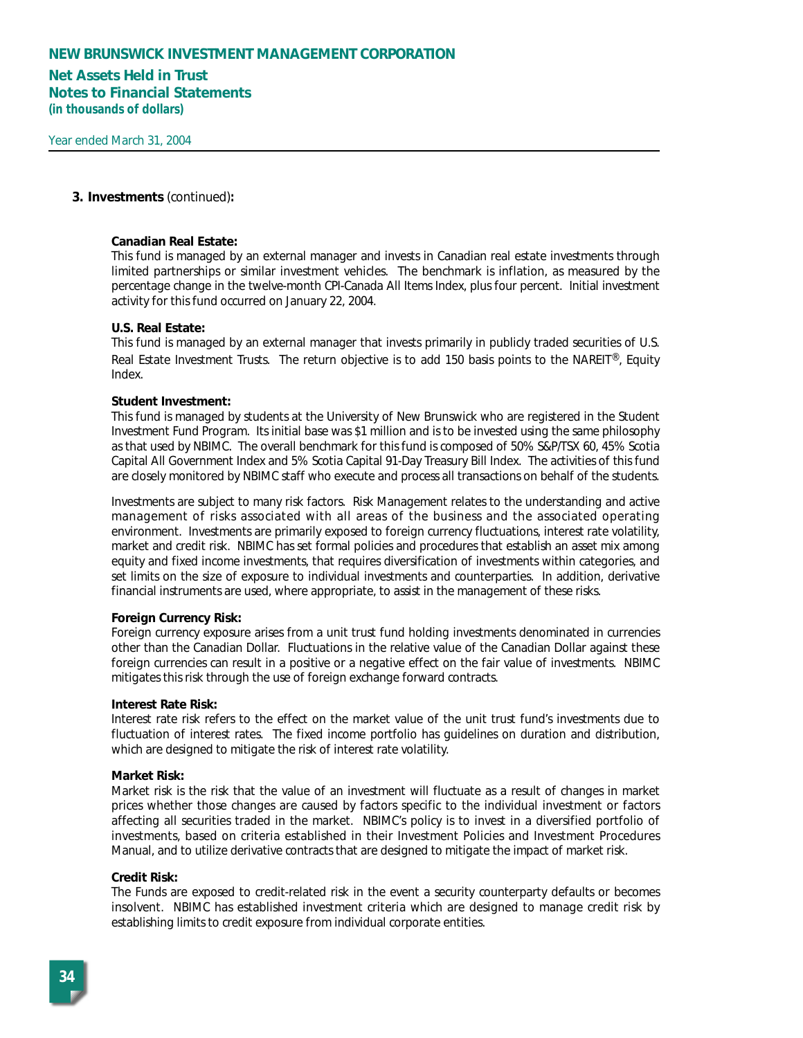**3. Investments** (continued)**:**

**Canadian Real Estate:**
This fund is managed by an external manager and invests in Canadian real estate investments through limited partnerships or similar investment vehicles. The benchmark is inflation, as measured by the percentage change in the twelve-month CPI-Canada All Items Index, plus four percent. Initial investment activity for this fund occurred on January 22, 2004.

**U.S. Real Estate:**
This fund is managed by an external manager that invests primarily in publicly traded securities of U.S. Real Estate Investment Trusts. The return objective is to add 150 basis points to the NAREIT®, Equity Index.

**Student Investment:**
This fund is managed by students at the University of New Brunswick who are registered in the Student Investment Fund Program. Its initial base was $1 million and is to be invested using the same philosophy as that used by NBIMC. The overall benchmark for this fund is composed of 50% S&P/TSX 60, 45% Scotia Capital All Government Index and 5% Scotia Capital 91-Day Treasury Bill Index. The activities of this fund are closely monitored by NBIMC staff who execute and process all transactions on behalf of the students.

Investments are subject to many risk factors. Risk Management relates to the understanding and active management of risks associated with all areas of the business and the associated operating environment. Investments are primarily exposed to foreign currency fluctuations, interest rate volatility, market and credit risk. NBIMC has set formal policies and procedures that establish an asset mix among equity and fixed income investments, that requires diversification of investments within categories, and set limits on the size of exposure to individual investments and counterparties. In addition, derivative financial instruments are used, where appropriate, to assist in the management of these risks.

**Foreign Currency Risk:**
Foreign currency exposure arises from a unit trust fund holding investments denominated in currencies other than the Canadian Dollar. Fluctuations in the relative value of the Canadian Dollar against these foreign currencies can result in a positive or a negative effect on the fair value of investments. NBIMC mitigates this risk through the use of foreign exchange forward contracts.

**Interest Rate Risk:**
Interest rate risk refers to the effect on the market value of the unit trust fund's investments due to fluctuation of interest rates. The fixed income portfolio has guidelines on duration and distribution, which are designed to mitigate the risk of interest rate volatility.

**Market Risk:**
Market risk is the risk that the value of an investment will fluctuate as a result of changes in market prices whether those changes are caused by factors specific to the individual investment or factors affecting all securities traded in the market. NBIMC's policy is to invest in a diversified portfolio of investments, based on criteria established in their Investment Policies and Investment Procedures Manual, and to utilize derivative contracts that are designed to mitigate the impact of market risk.

**Credit Risk:**
The Funds are exposed to credit-related risk in the event a security counterparty defaults or becomes insolvent. NBIMC has established investment criteria which are designed to manage credit risk by establishing limits to credit exposure from individual corporate entities.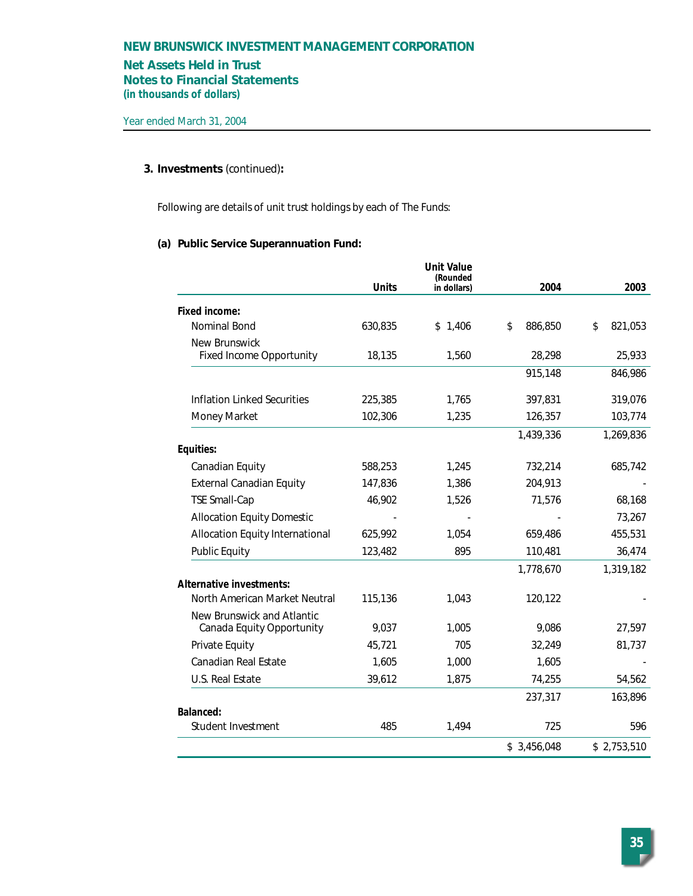# NEW BRUNSWICK INVESTMENT MANAGEMENT CORPORATION

## Net Assets Held in Trust
## Notes to Financial Statements
***(in thousands of dollars)***

Year ended March 31, 2004

### 3. Investments (continued):

Following are details of unit trust holdings by each of The Funds:

#### (a) Public Service Superannuation Fund:

| | Units | Unit Value (Rounded in dollars) | 2004 | 2003 |
|---|---|---|---|---|
| **Fixed income:** | | | | |
| Nominal Bond | 630,835 | $ 1,406 | $ 886,850 | $ 821,053 |
| New Brunswick Fixed Income Opportunity | 18,135 | 1,560 | 28,298 | 25,933 |
| | | | 915,148 | 846,986 |
| Inflation Linked Securities | 225,385 | 1,765 | 397,831 | 319,076 |
| Money Market | 102,306 | 1,235 | 126,357 | 103,774 |
| | | | 1,439,336 | 1,269,836 |
| **Equities:** | | | | |
| Canadian Equity | 588,253 | 1,245 | 732,214 | 685,742 |
| External Canadian Equity | 147,836 | 1,386 | 204,913 | - |
| TSE Small-Cap | 46,902 | 1,526 | 71,576 | 68,168 |
| Allocation Equity Domestic | - | - | - | 73,267 |
| Allocation Equity International | 625,992 | 1,054 | 659,486 | 455,531 |
| Public Equity | 123,482 | 895 | 110,481 | 36,474 |
| | | | 1,778,670 | 1,319,182 |
| **Alternative investments:** | | | | |
| North American Market Neutral | 115,136 | 1,043 | 120,122 | - |
| New Brunswick and Atlantic Canada Equity Opportunity | 9,037 | 1,005 | 9,086 | 27,597 |
| Private Equity | 45,721 | 705 | 32,249 | 81,737 |
| Canadian Real Estate | 1,605 | 1,000 | 1,605 | - |
| U.S. Real Estate | 39,612 | 1,875 | 74,255 | 54,562 |
| | | | 237,317 | 163,896 |
| **Balanced:** | | | | |
| Student Investment | 485 | 1,494 | 725 | 596 |
| | | | $ 3,456,048 | $ 2,753,510 |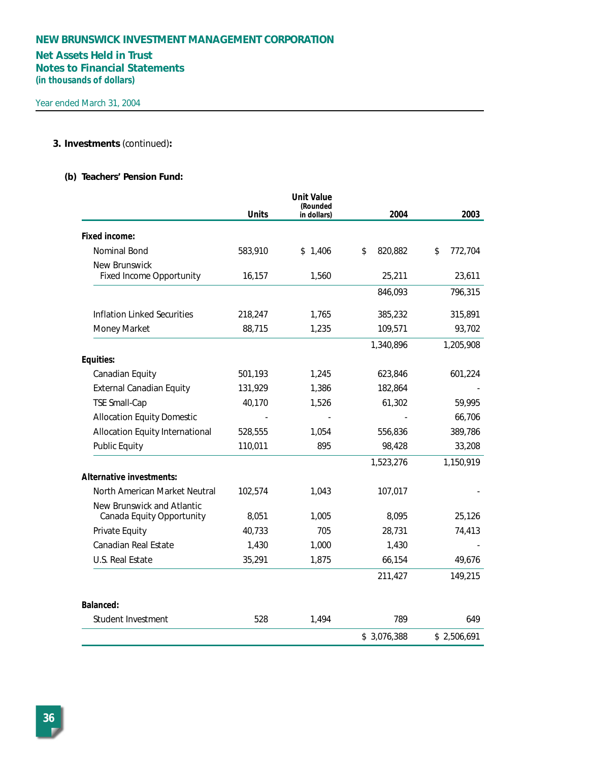# NEW BRUNSWICK INVESTMENT MANAGEMENT CORPORATION

## Net Assets Held in Trust
## Notes to Financial Statements
**(in thousands of dollars)**

Year ended March 31, 2004

**3. Investments** (continued)**:**

**(b) Teachers' Pension Fund:**

| | Units | Unit Value (Rounded in dollars) | 2004 | 2003 |
|---|---|---|---|---|
| **Fixed income:** | | | | |
| Nominal Bond | 583,910 | $ 1,406 | $ 820,882 | $ 772,704 |
| New Brunswick Fixed Income Opportunity | 16,157 | 1,560 | 25,211 | 23,611 |
| | | | 846,093 | 796,315 |
| Inflation Linked Securities | 218,247 | 1,765 | 385,232 | 315,891 |
| Money Market | 88,715 | 1,235 | 109,571 | 93,702 |
| | | | 1,340,896 | 1,205,908 |
| **Equities:** | | | | |
| Canadian Equity | 501,193 | 1,245 | 623,846 | 601,224 |
| External Canadian Equity | 131,929 | 1,386 | 182,864 | - |
| TSE Small-Cap | 40,170 | 1,526 | 61,302 | 59,995 |
| Allocation Equity Domestic | - | - | - | 66,706 |
| Allocation Equity International | 528,555 | 1,054 | 556,836 | 389,786 |
| Public Equity | 110,011 | 895 | 98,428 | 33,208 |
| | | | 1,523,276 | 1,150,919 |
| **Alternative investments:** | | | | |
| North American Market Neutral | 102,574 | 1,043 | 107,017 | - |
| New Brunswick and Atlantic Canada Equity Opportunity | 8,051 | 1,005 | 8,095 | 25,126 |
| Private Equity | 40,733 | 705 | 28,731 | 74,413 |
| Canadian Real Estate | 1,430 | 1,000 | 1,430 | - |
| U.S. Real Estate | 35,291 | 1,875 | 66,154 | 49,676 |
| | | | 211,427 | 149,215 |
| **Balanced:** | | | | |
| Student Investment | 528 | 1,494 | 789 | 649 |
| | | | $ 3,076,388 | $ 2,506,691 |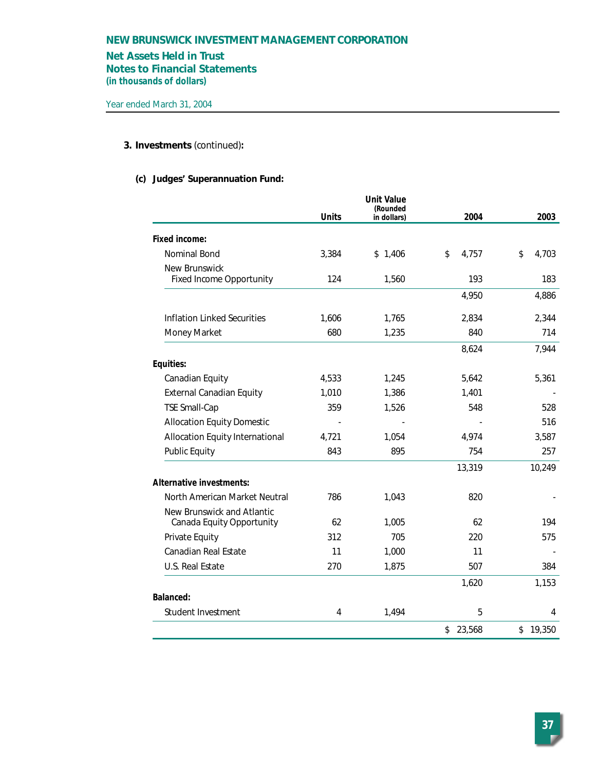# NEW BRUNSWICK INVESTMENT MANAGEMENT CORPORATION

## Net Assets Held in Trust
## Notes to Financial Statements
*(in thousands of dollars)*

Year ended March 31, 2004

**3. Investments** (continued)**:**

**(c) Judges' Superannuation Fund:**

| | Units | Unit Value (Rounded in dollars) | 2004 | 2003 |
|---|---|---|---|---|
| **Fixed income:** | | | | |
| Nominal Bond | 3,384 | $ 1,406 | $ 4,757 | $ 4,703 |
| New Brunswick Fixed Income Opportunity | 124 | 1,560 | 193 | 183 |
| | | | 4,950 | 4,886 |
| Inflation Linked Securities | 1,606 | 1,765 | 2,834 | 2,344 |
| Money Market | 680 | 1,235 | 840 | 714 |
| | | | 8,624 | 7,944 |
| **Equities:** | | | | |
| Canadian Equity | 4,533 | 1,245 | 5,642 | 5,361 |
| External Canadian Equity | 1,010 | 1,386 | 1,401 | - |
| TSE Small-Cap | 359 | 1,526 | 548 | 528 |
| Allocation Equity Domestic | - | - | - | 516 |
| Allocation Equity International | 4,721 | 1,054 | 4,974 | 3,587 |
| Public Equity | 843 | 895 | 754 | 257 |
| | | | 13,319 | 10,249 |
| **Alternative investments:** | | | | |
| North American Market Neutral | 786 | 1,043 | 820 | - |
| New Brunswick and Atlantic Canada Equity Opportunity | 62 | 1,005 | 62 | 194 |
| Private Equity | 312 | 705 | 220 | 575 |
| Canadian Real Estate | 11 | 1,000 | 11 | - |
| U.S. Real Estate | 270 | 1,875 | 507 | 384 |
| | | | 1,620 | 1,153 |
| **Balanced:** | | | | |
| Student Investment | 4 | 1,494 | 5 | 4 |
| | | | $ 23,568 | $ 19,350 |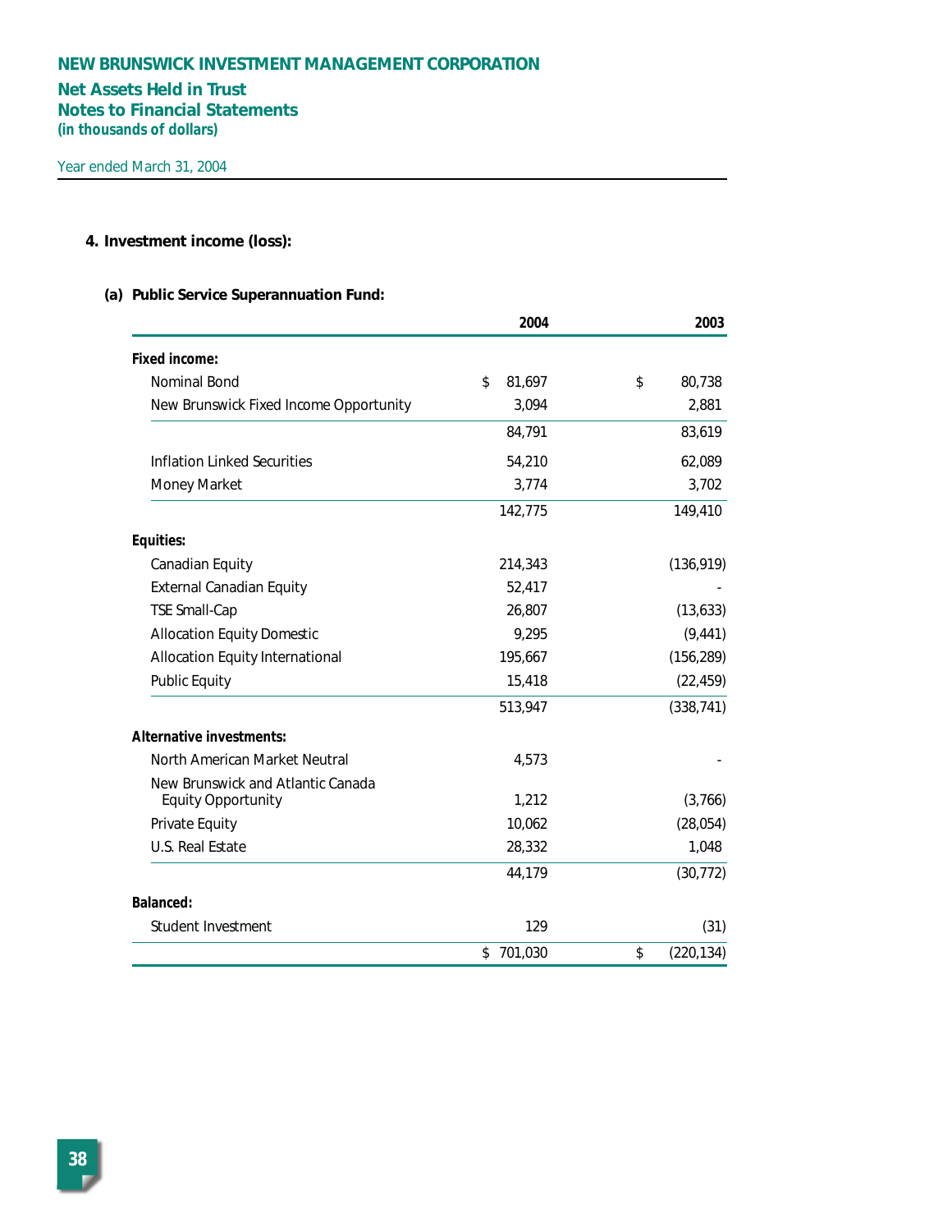# NEW BRUNSWICK INVESTMENT MANAGEMENT CORPORATION

## Net Assets Held in Trust
## Notes to Financial Statements
**(in thousands of dollars)**

Year ended March 31, 2004

### 4. Investment income (loss):

#### (a) Public Service Superannuation Fund:

| | 2004 | 2003 |
|---|---|---|
| **Fixed income:** | | |
| Nominal Bond | $ 81,697 | $ 80,738 |
| New Brunswick Fixed Income Opportunity | 3,094 | 2,881 |
| | 84,791 | 83,619 |
| Inflation Linked Securities | 54,210 | 62,089 |
| Money Market | 3,774 | 3,702 |
| | 142,775 | 149,410 |
| **Equities:** | | |
| Canadian Equity | 214,343 | (136,919) |
| External Canadian Equity | 52,417 | - |
| TSE Small-Cap | 26,807 | (13,633) |
| Allocation Equity Domestic | 9,295 | (9,441) |
| Allocation Equity International | 195,667 | (156,289) |
| Public Equity | 15,418 | (22,459) |
| | 513,947 | (338,741) |
| **Alternative investments:** | | |
| North American Market Neutral | 4,573 | - |
| New Brunswick and Atlantic Canada Equity Opportunity | 1,212 | (3,766) |
| Private Equity | 10,062 | (28,054) |
| U.S. Real Estate | 28,332 | 1,048 |
| | 44,179 | (30,772) |
| **Balanced:** | | |
| Student Investment | 129 | (31) |
| | $ 701,030 | $ (220,134) |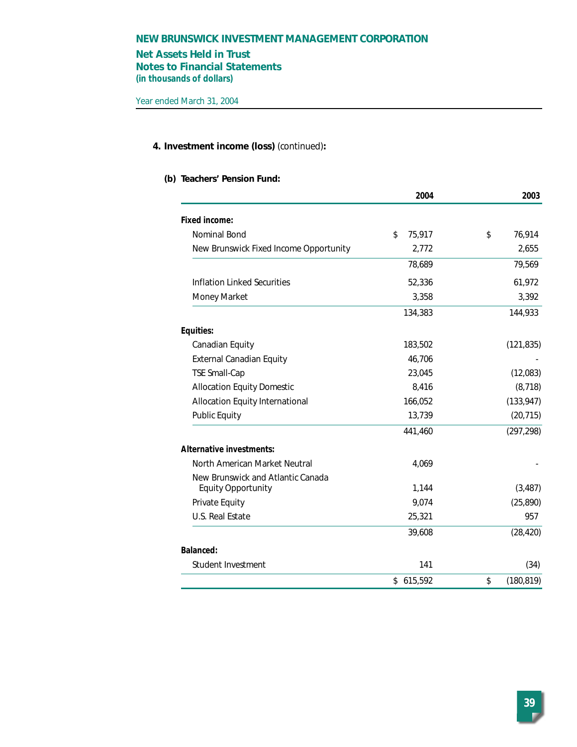# NEW BRUNSWICK INVESTMENT MANAGEMENT CORPORATION

## Net Assets Held in Trust
## Notes to Financial Statements
**(in thousands of dollars)**

Year ended March 31, 2004

### 4. Investment income (loss) (continued):

#### (b) Teachers' Pension Fund:

| | 2004 | 2003 |
|---|---|---|
| **Fixed income:** | | |
| Nominal Bond | $ 75,917 | $ 76,914 |
| New Brunswick Fixed Income Opportunity | 2,772 | 2,655 |
| | 78,689 | 79,569 |
| Inflation Linked Securities | 52,336 | 61,972 |
| Money Market | 3,358 | 3,392 |
| | 134,383 | 144,933 |
| **Equities:** | | |
| Canadian Equity | 183,502 | (121,835) |
| External Canadian Equity | 46,706 | - |
| TSE Small-Cap | 23,045 | (12,083) |
| Allocation Equity Domestic | 8,416 | (8,718) |
| Allocation Equity International | 166,052 | (133,947) |
| Public Equity | 13,739 | (20,715) |
| | 441,460 | (297,298) |
| **Alternative investments:** | | |
| North American Market Neutral | 4,069 | - |
| New Brunswick and Atlantic Canada Equity Opportunity | 1,144 | (3,487) |
| Private Equity | 9,074 | (25,890) |
| U.S. Real Estate | 25,321 | 957 |
| | 39,608 | (28,420) |
| **Balanced:** | | |
| Student Investment | 141 | (34) |
| | $ 615,592 | $ (180,819) |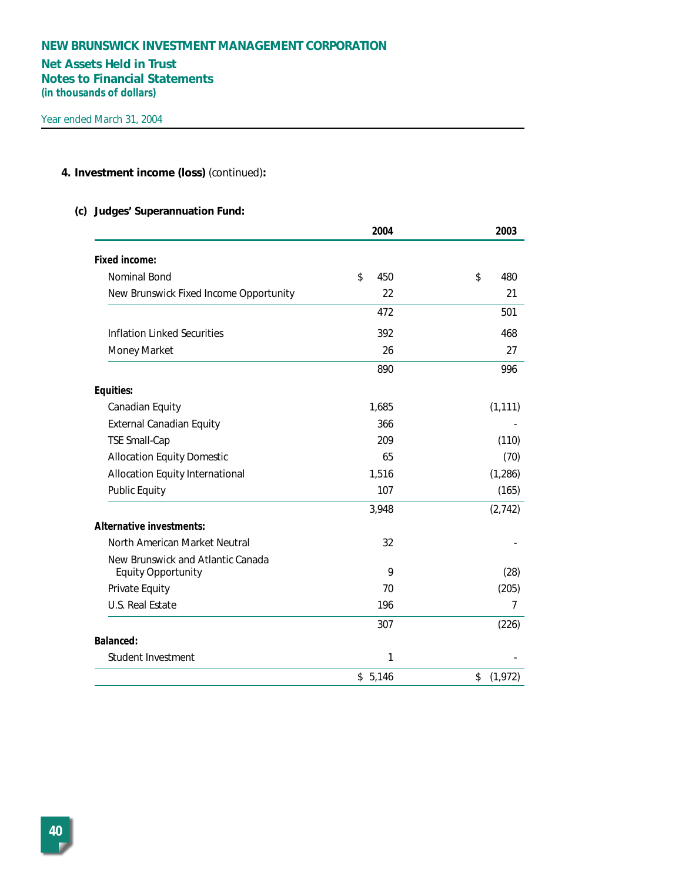**NEW BRUNSWICK INVESTMENT MANAGEMENT CORPORATION**

**Net Assets Held in Trust**
**Notes to Financial Statements**
***(in thousands of dollars)***

Year ended March 31, 2004

**4. Investment income (loss)** (continued)**:**

**(c) Judges' Superannuation Fund:**

| | 2004 | 2003 |
|---|---|---|
| **Fixed income:** | | |
| Nominal Bond | $ 450 | $ 480 |
| New Brunswick Fixed Income Opportunity | 22 | 21 |
| | 472 | 501 |
| Inflation Linked Securities | 392 | 468 |
| Money Market | 26 | 27 |
| | 890 | 996 |
| **Equities:** | | |
| Canadian Equity | 1,685 | (1,111) |
| External Canadian Equity | 366 | - |
| TSE Small-Cap | 209 | (110) |
| Allocation Equity Domestic | 65 | (70) |
| Allocation Equity International | 1,516 | (1,286) |
| Public Equity | 107 | (165) |
| | 3,948 | (2,742) |
| **Alternative investments:** | | |
| North American Market Neutral | 32 | - |
| New Brunswick and Atlantic Canada Equity Opportunity | 9 | (28) |
| Private Equity | 70 | (205) |
| U.S. Real Estate | 196 | 7 |
| | 307 | (226) |
| **Balanced:** | | |
| Student Investment | 1 | - |
| | $ 5,146 | $ (1,972) |